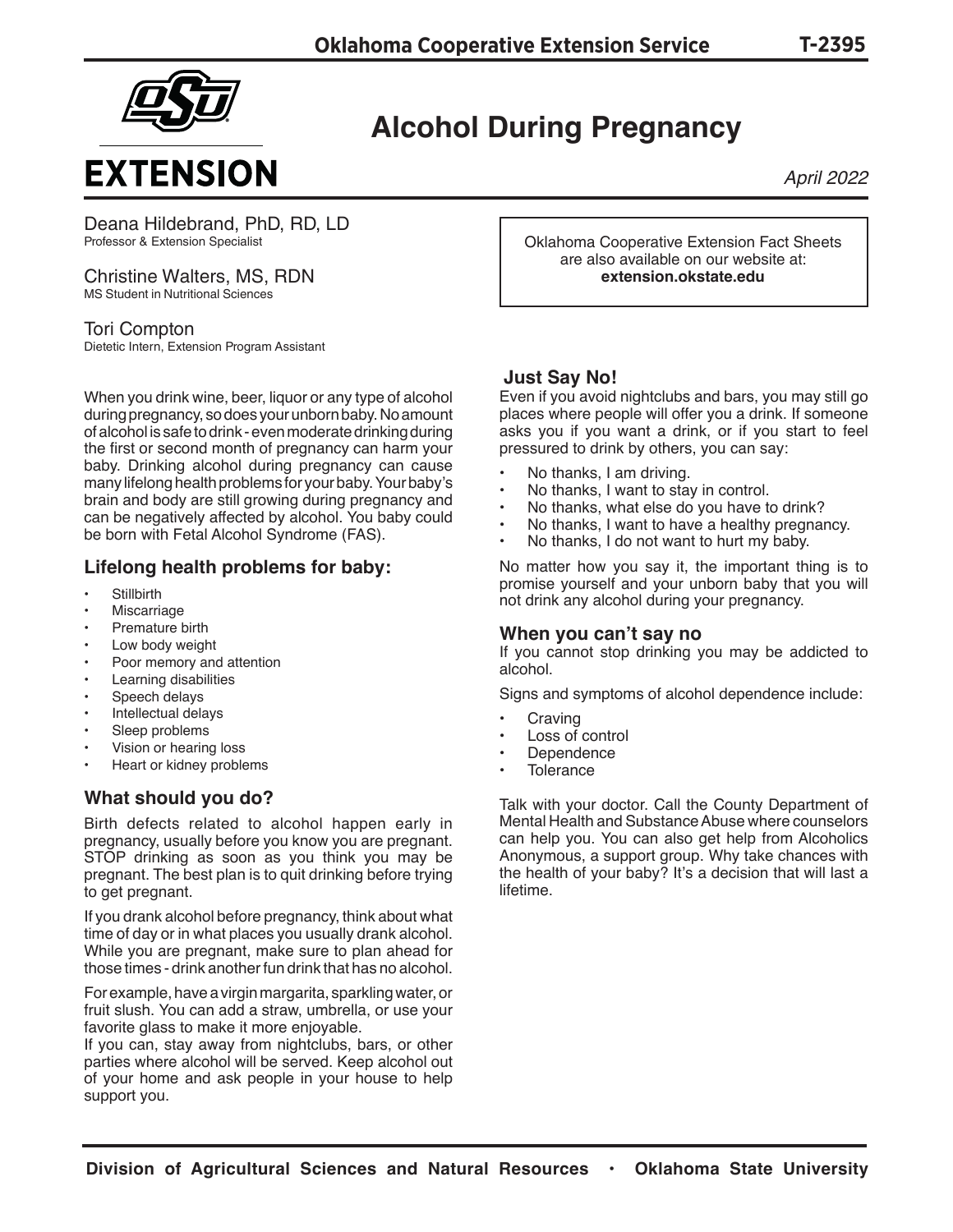Oklahoma Cooperative Extension Service T-2395

# Alcohol During Pregnancy

*April 2022*

Deana Hildebrand, PhD, RD, LD
Professor & Extension Specialist

Christine Walters, MS, RDN
MS Student in Nutritional Sciences

Tori Compton
Dietetic Intern, Extension Program Assistant

Oklahoma Cooperative Extension Fact Sheets are also available on our website at: **extension.okstate.edu**

When you drink wine, beer, liquor or any type of alcohol during pregnancy, so does your unborn baby. No amount of alcohol is safe to drink - even moderate drinking during the first or second month of pregnancy can harm your baby. Drinking alcohol during pregnancy can cause many lifelong health problems for your baby. Your baby's brain and body are still growing during pregnancy and can be negatively affected by alcohol. You baby could be born with Fetal Alcohol Syndrome (FAS).

## Lifelong health problems for baby:

- Stillbirth
- Miscarriage
- Premature birth
- Low body weight
- Poor memory and attention
- Learning disabilities
- Speech delays
- Intellectual delays
- Sleep problems
- Vision or hearing loss
- Heart or kidney problems

## What should you do?

Birth defects related to alcohol happen early in pregnancy, usually before you know you are pregnant. STOP drinking as soon as you think you may be pregnant. The best plan is to quit drinking before trying to get pregnant.

If you drank alcohol before pregnancy, think about what time of day or in what places you usually drank alcohol. While you are pregnant, make sure to plan ahead for those times - drink another fun drink that has no alcohol.

For example, have a virgin margarita, sparkling water, or fruit slush. You can add a straw, umbrella, or use your favorite glass to make it more enjoyable.

If you can, stay away from nightclubs, bars, or other parties where alcohol will be served. Keep alcohol out of your home and ask people in your house to help support you.

## Just Say No!

Even if you avoid nightclubs and bars, you may still go places where people will offer you a drink. If someone asks you if you want a drink, or if you start to feel pressured to drink by others, you can say:

- No thanks, I am driving.
- No thanks, I want to stay in control.
- No thanks, what else do you have to drink?
- No thanks, I want to have a healthy pregnancy.
- No thanks, I do not want to hurt my baby.

No matter how you say it, the important thing is to promise yourself and your unborn baby that you will not drink any alcohol during your pregnancy.

## When you can't say no

If you cannot stop drinking you may be addicted to alcohol.

Signs and symptoms of alcohol dependence include:

- Craving
- Loss of control
- Dependence
- Tolerance

Talk with your doctor. Call the County Department of Mental Health and Substance Abuse where counselors can help you. You can also get help from Alcoholics Anonymous, a support group. Why take chances with the health of your baby? It's a decision that will last a lifetime.

Division of Agricultural Sciences and Natural Resources • Oklahoma State University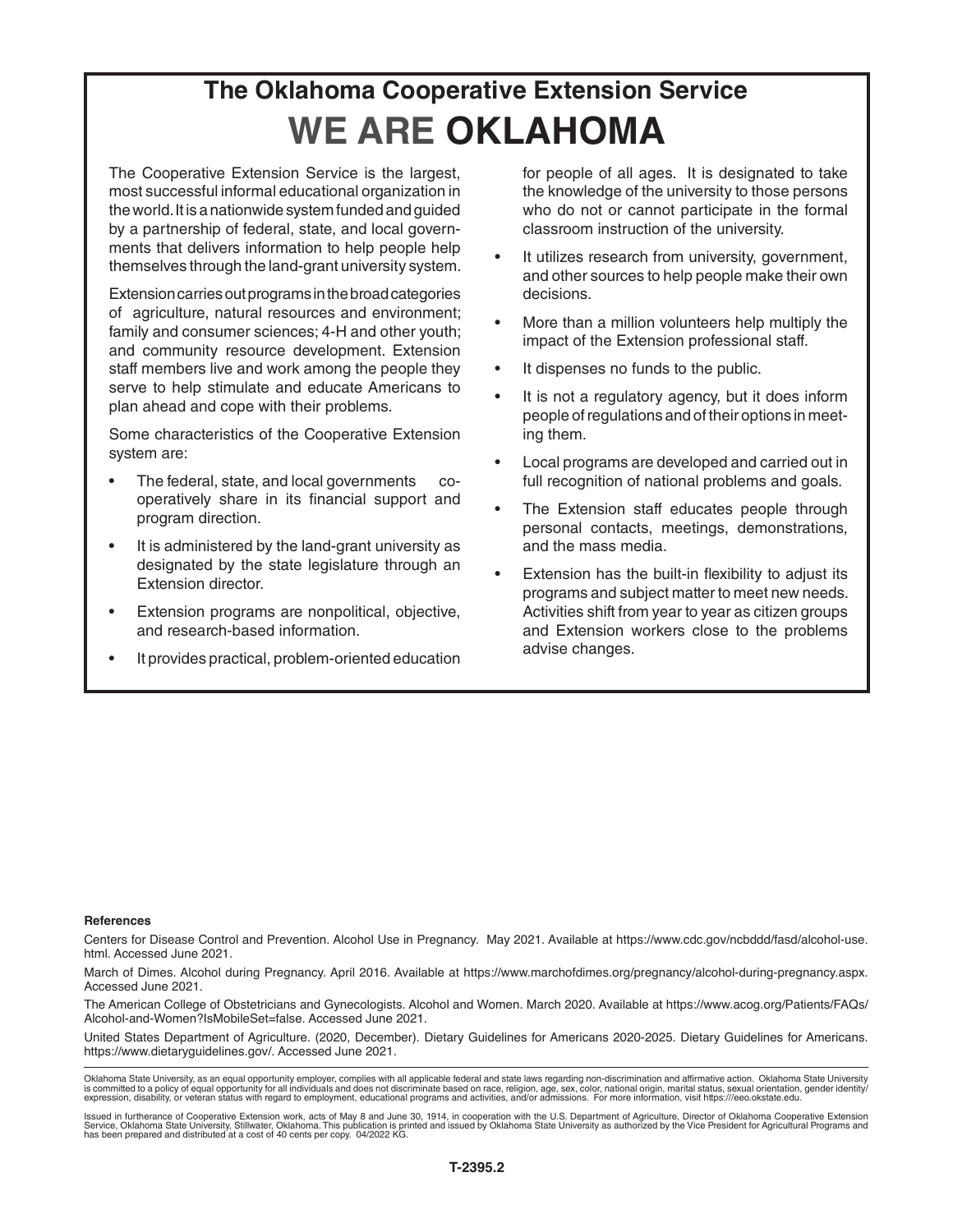## The Oklahoma Cooperative Extension Service

# WE ARE OKLAHOMA

The Cooperative Extension Service is the largest, most successful informal educational organization in the world. It is a nationwide system funded and guided by a partnership of federal, state, and local governments that delivers information to help people help themselves through the land-grant university system.

Extension carries out programs in the broad categories of agriculture, natural resources and environment; family and consumer sciences; 4-H and other youth; and community resource development. Extension staff members live and work among the people they serve to help stimulate and educate Americans to plan ahead and cope with their problems.

Some characteristics of the Cooperative Extension system are:

- The federal, state, and local governments cooperatively share in its financial support and program direction.
- It is administered by the land-grant university as designated by the state legislature through an Extension director.
- Extension programs are nonpolitical, objective, and research-based information.
- It provides practical, problem-oriented education for people of all ages. It is designated to take the knowledge of the university to those persons who do not or cannot participate in the formal classroom instruction of the university.
- It utilizes research from university, government, and other sources to help people make their own decisions.
- More than a million volunteers help multiply the impact of the Extension professional staff.
- It dispenses no funds to the public.
- It is not a regulatory agency, but it does inform people of regulations and of their options in meeting them.
- Local programs are developed and carried out in full recognition of national problems and goals.
- The Extension staff educates people through personal contacts, meetings, demonstrations, and the mass media.
- Extension has the built-in flexibility to adjust its programs and subject matter to meet new needs. Activities shift from year to year as citizen groups and Extension workers close to the problems advise changes.

**References**

Centers for Disease Control and Prevention. Alcohol Use in Pregnancy. May 2021. Available at https://www.cdc.gov/ncbddd/fasd/alcohol-use.html. Accessed June 2021.

March of Dimes. Alcohol during Pregnancy. April 2016. Available at https://www.marchofdimes.org/pregnancy/alcohol-during-pregnancy.aspx. Accessed June 2021.

The American College of Obstetricians and Gynecologists. Alcohol and Women. March 2020. Available at https://www.acog.org/Patients/FAQs/Alcohol-and-Women?IsMobileSet=false. Accessed June 2021.

United States Department of Agriculture. (2020, December). Dietary Guidelines for Americans 2020-2025. Dietary Guidelines for Americans. https://www.dietaryguidelines.gov/. Accessed June 2021.

Oklahoma State University, as an equal opportunity employer, complies with all applicable federal and state laws regarding non-discrimination and affirmative action. Oklahoma State University is committed to a policy of equal opportunity for all individuals and does not discriminate based on race, religion, age, sex, color, national origin, marital status, sexual orientation, gender identity/expression, disability, or veteran status with regard to employment, educational programs and activities, and/or admissions. For more information, visit https:///eeo.okstate.edu.

Issued in furtherance of Cooperative Extension work, acts of May 8 and June 30, 1914, in cooperation with the U.S. Department of Agriculture, Director of Oklahoma Cooperative Extension Service, Oklahoma State University, Stillwater, Oklahoma. This publication is printed and issued by Oklahoma State University as authorized by the Vice President for Agricultural Programs and has been prepared and distributed at a cost of 40 cents per copy. 04/2022 KG.

T-2395.2